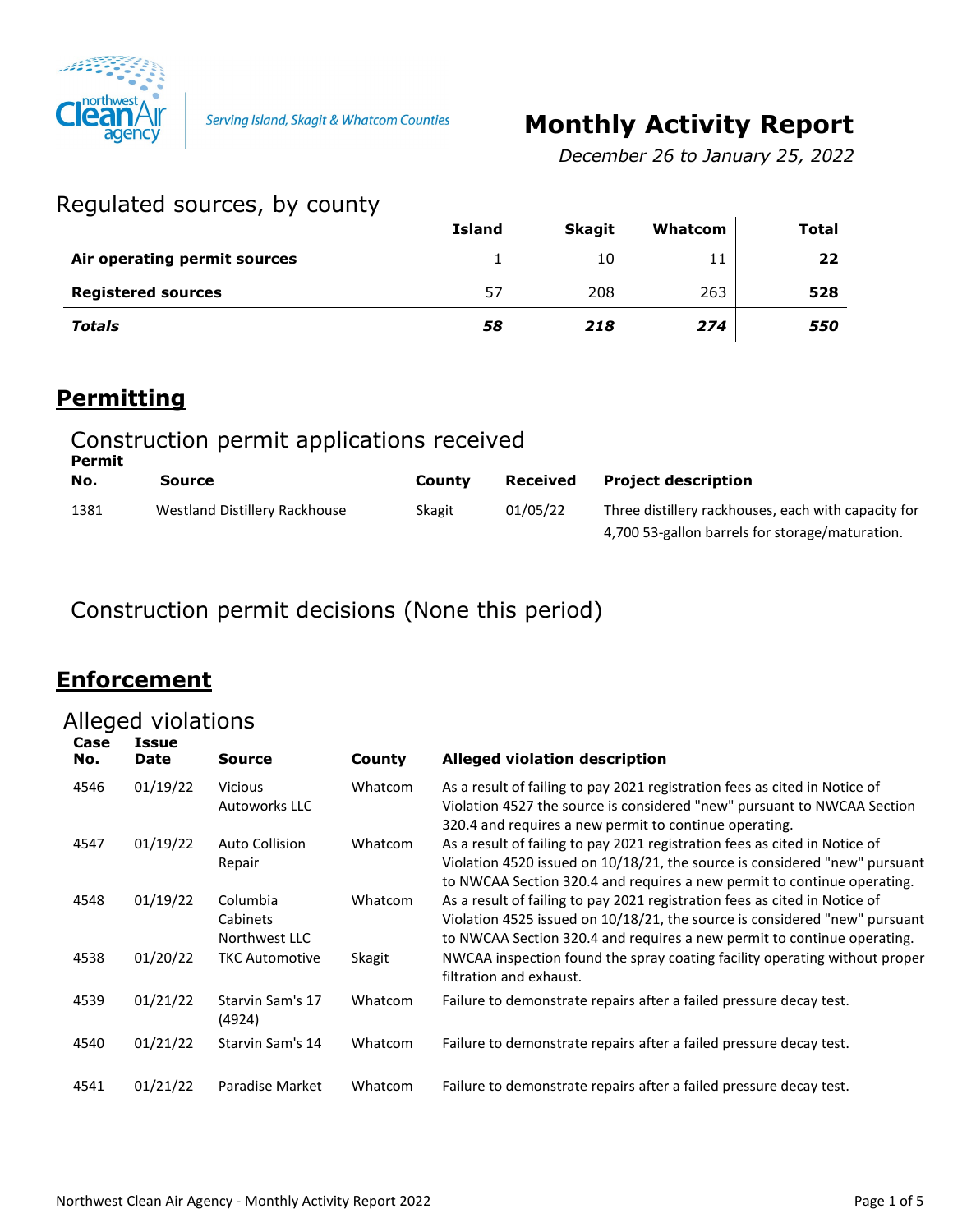Northwest Clean Air agency

*Serving Island, Skagit & Whatcom Counties*

# Monthly Activity Report

*December 26 to January 25, 2022*

## Regulated sources, by county

| | Island | Skagit | Whatcom | Total |
|---|---|---|---|---|
| **Air operating permit sources** | 1 | 10 | 11 | **22** |
| **Registered sources** | 57 | 208 | 263 | **528** |
| ***Totals*** | ***58*** | ***218*** | ***274*** | ***550*** |

# Permitting

## Construction permit applications received

| Permit No. | Source | County | Received | Project description |
|---|---|---|---|---|
| 1381 | Westland Distillery Rackhouse | Skagit | 01/05/22 | Three distillery rackhouses, each with capacity for 4,700 53-gallon barrels for storage/maturation. |

## Construction permit decisions (None this period)

# Enforcement

## Alleged violations

| Case No. | Issue Date | Source | County | Alleged violation description |
|---|---|---|---|---|
| 4546 | 01/19/22 | Vicious Autoworks LLC | Whatcom | As a result of failing to pay 2021 registration fees as cited in Notice of Violation 4527 the source is considered "new" pursuant to NWCAA Section 320.4 and requires a new permit to continue operating. |
| 4547 | 01/19/22 | Auto Collision Repair | Whatcom | As a result of failing to pay 2021 registration fees as cited in Notice of Violation 4520 issued on 10/18/21, the source is considered "new" pursuant to NWCAA Section 320.4 and requires a new permit to continue operating. |
| 4548 | 01/19/22 | Columbia Cabinets Northwest LLC | Whatcom | As a result of failing to pay 2021 registration fees as cited in Notice of Violation 4525 issued on 10/18/21, the source is considered "new" pursuant to NWCAA Section 320.4 and requires a new permit to continue operating. |
| 4538 | 01/20/22 | TKC Automotive | Skagit | NWCAA inspection found the spray coating facility operating without proper filtration and exhaust. |
| 4539 | 01/21/22 | Starvin Sam's 17 (4924) | Whatcom | Failure to demonstrate repairs after a failed pressure decay test. |
| 4540 | 01/21/22 | Starvin Sam's 14 | Whatcom | Failure to demonstrate repairs after a failed pressure decay test. |
| 4541 | 01/21/22 | Paradise Market | Whatcom | Failure to demonstrate repairs after a failed pressure decay test. |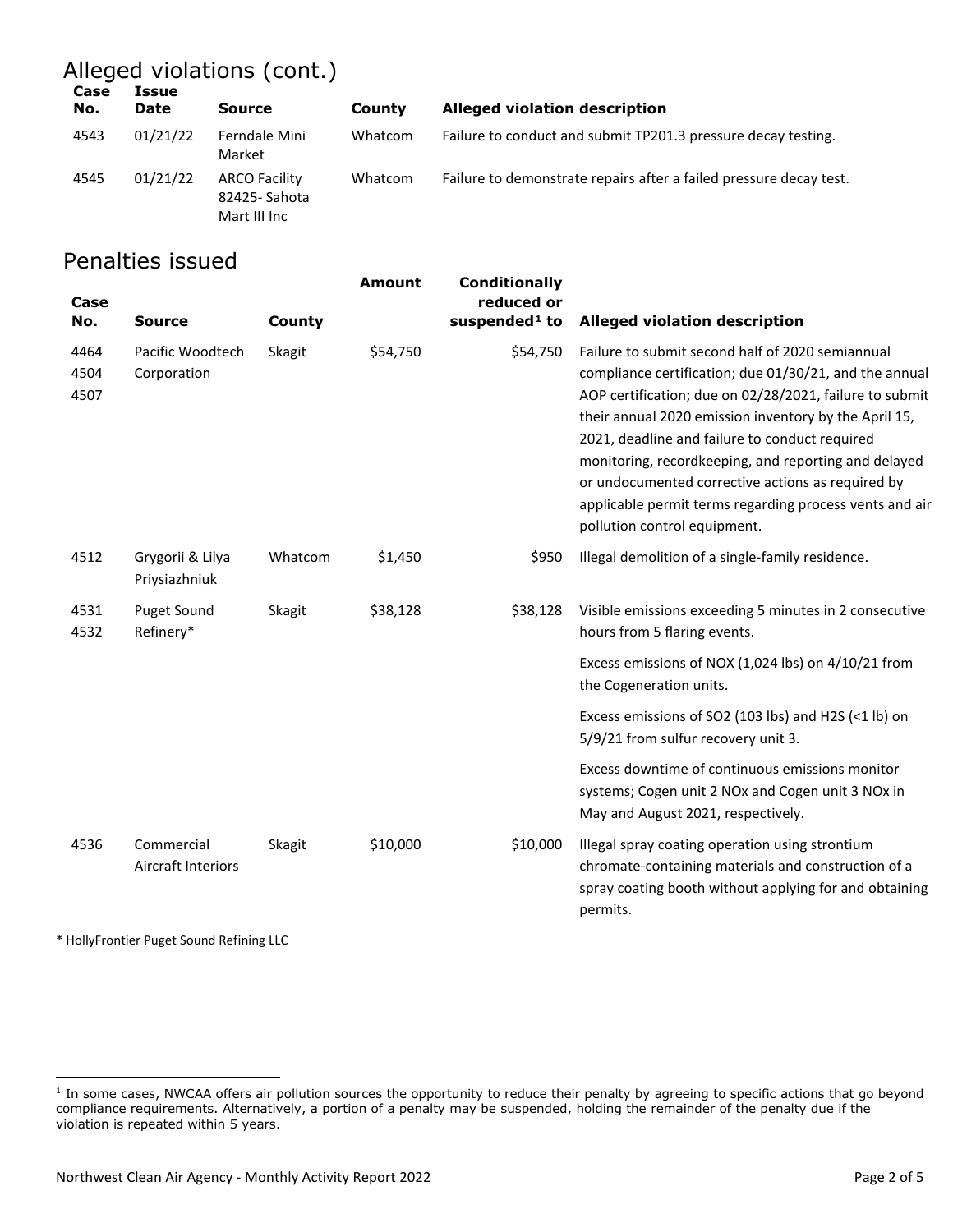## Alleged violations (cont.)

| Case No. | Issue Date | Source | County | Alleged violation description |
|---|---|---|---|---|
| 4543 | 01/21/22 | Ferndale Mini Market | Whatcom | Failure to conduct and submit TP201.3 pressure decay testing. |
| 4545 | 01/21/22 | ARCO Facility 82425- Sahota Mart III Inc | Whatcom | Failure to demonstrate repairs after a failed pressure decay test. |

## Penalties issued

| Case No. | Source | County | Amount | Conditionally reduced or suspended[1] to | Alleged violation description |
|---|---|---|---|---|---|
| 4464 4504 4507 | Pacific Woodtech Corporation | Skagit | \$54,750 | \$54,750 | Failure to submit second half of 2020 semiannual compliance certification; due 01/30/21, and the annual AOP certification; due on 02/28/2021, failure to submit their annual 2020 emission inventory by the April 15, 2021, deadline and failure to conduct required monitoring, recordkeeping, and reporting and delayed or undocumented corrective actions as required by applicable permit terms regarding process vents and air pollution control equipment. |
| 4512 | Grygorii & Lilya Priysiazhniuk | Whatcom | \$1,450 | \$950 | Illegal demolition of a single-family residence. |
| 4531 4532 | Puget Sound Refinery* | Skagit | \$38,128 | \$38,128 | Visible emissions exceeding 5 minutes in 2 consecutive hours from 5 flaring events. |
| | | | | | Excess emissions of NOX (1,024 lbs) on 4/10/21 from the Cogeneration units. |
| | | | | | Excess emissions of SO2 (103 lbs) and H2S (<1 lb) on 5/9/21 from sulfur recovery unit 3. |
| | | | | | Excess downtime of continuous emissions monitor systems; Cogen unit 2 NOx and Cogen unit 3 NOx in May and August 2021, respectively. |
| 4536 | Commercial Aircraft Interiors | Skagit | \$10,000 | \$10,000 | Illegal spray coating operation using strontium chromate-containing materials and construction of a spray coating booth without applying for and obtaining permits. |

\* HollyFrontier Puget Sound Refining LLC

[1] In some cases, NWCAA offers air pollution sources the opportunity to reduce their penalty by agreeing to specific actions that go beyond compliance requirements. Alternatively, a portion of a penalty may be suspended, holding the remainder of the penalty due if the violation is repeated within 5 years.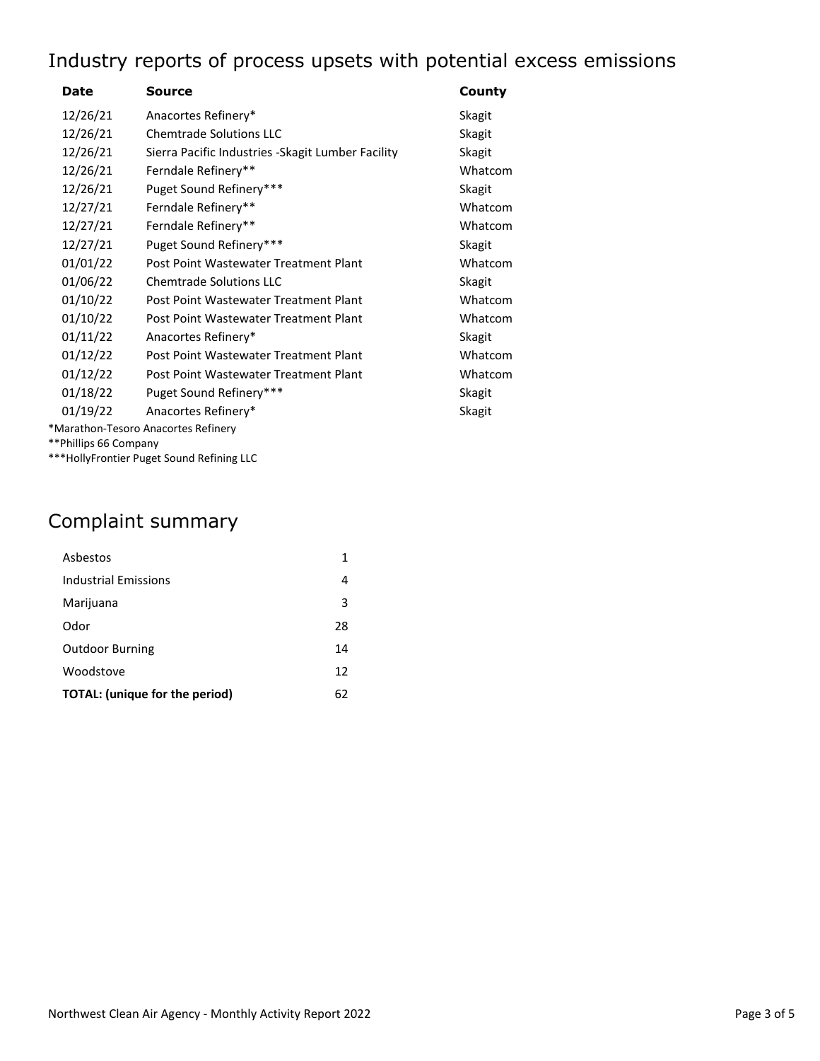## Industry reports of process upsets with potential excess emissions

| Date | Source | County |
|---|---|---|
| 12/26/21 | Anacortes Refinery* | Skagit |
| 12/26/21 | Chemtrade Solutions LLC | Skagit |
| 12/26/21 | Sierra Pacific Industries -Skagit Lumber Facility | Skagit |
| 12/26/21 | Ferndale Refinery** | Whatcom |
| 12/26/21 | Puget Sound Refinery*** | Skagit |
| 12/27/21 | Ferndale Refinery** | Whatcom |
| 12/27/21 | Ferndale Refinery** | Whatcom |
| 12/27/21 | Puget Sound Refinery*** | Skagit |
| 01/01/22 | Post Point Wastewater Treatment Plant | Whatcom |
| 01/06/22 | Chemtrade Solutions LLC | Skagit |
| 01/10/22 | Post Point Wastewater Treatment Plant | Whatcom |
| 01/10/22 | Post Point Wastewater Treatment Plant | Whatcom |
| 01/11/22 | Anacortes Refinery* | Skagit |
| 01/12/22 | Post Point Wastewater Treatment Plant | Whatcom |
| 01/12/22 | Post Point Wastewater Treatment Plant | Whatcom |
| 01/18/22 | Puget Sound Refinery*** | Skagit |
| 01/19/22 | Anacortes Refinery* | Skagit |

*Marathon-Tesoro Anacortes Refinery

**Phillips 66 Company

***HollyFrontier Puget Sound Refining LLC

## Complaint summary

| Category | Count |
|---|---|
| Asbestos | 1 |
| Industrial Emissions | 4 |
| Marijuana | 3 |
| Odor | 28 |
| Outdoor Burning | 14 |
| Woodstove | 12 |
| **TOTAL: (unique for the period)** | 62 |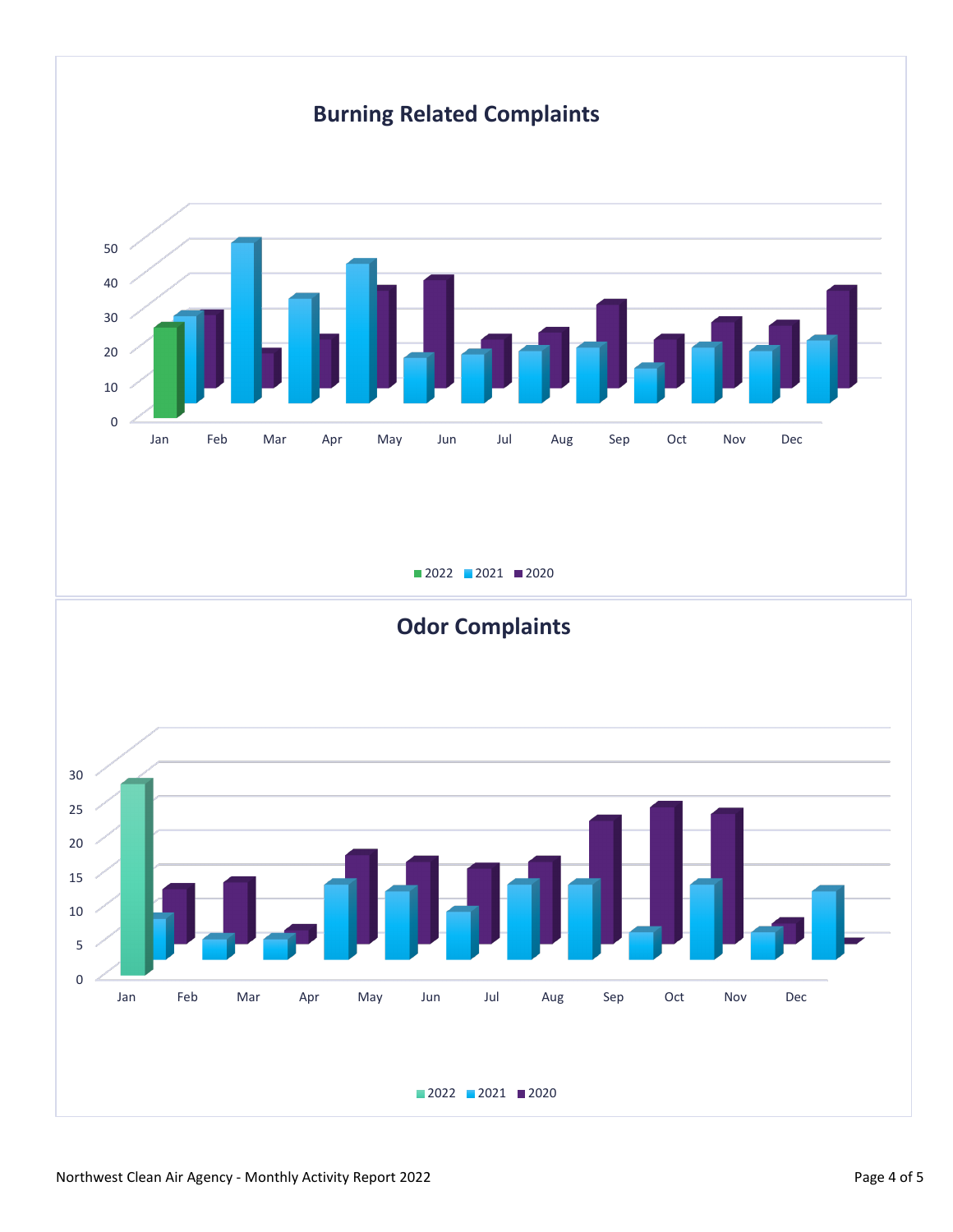## Burning Related Complaints

50
40
30
20
10
0

Jan Feb Mar Apr May Jun Jul Aug Sep Oct Nov Dec

2022 2021 2020

## Odor Complaints

30
25
20
15
10
5
0

Jan Feb Mar Apr May Jun Jul Aug Sep Oct Nov Dec

2022 2021 2020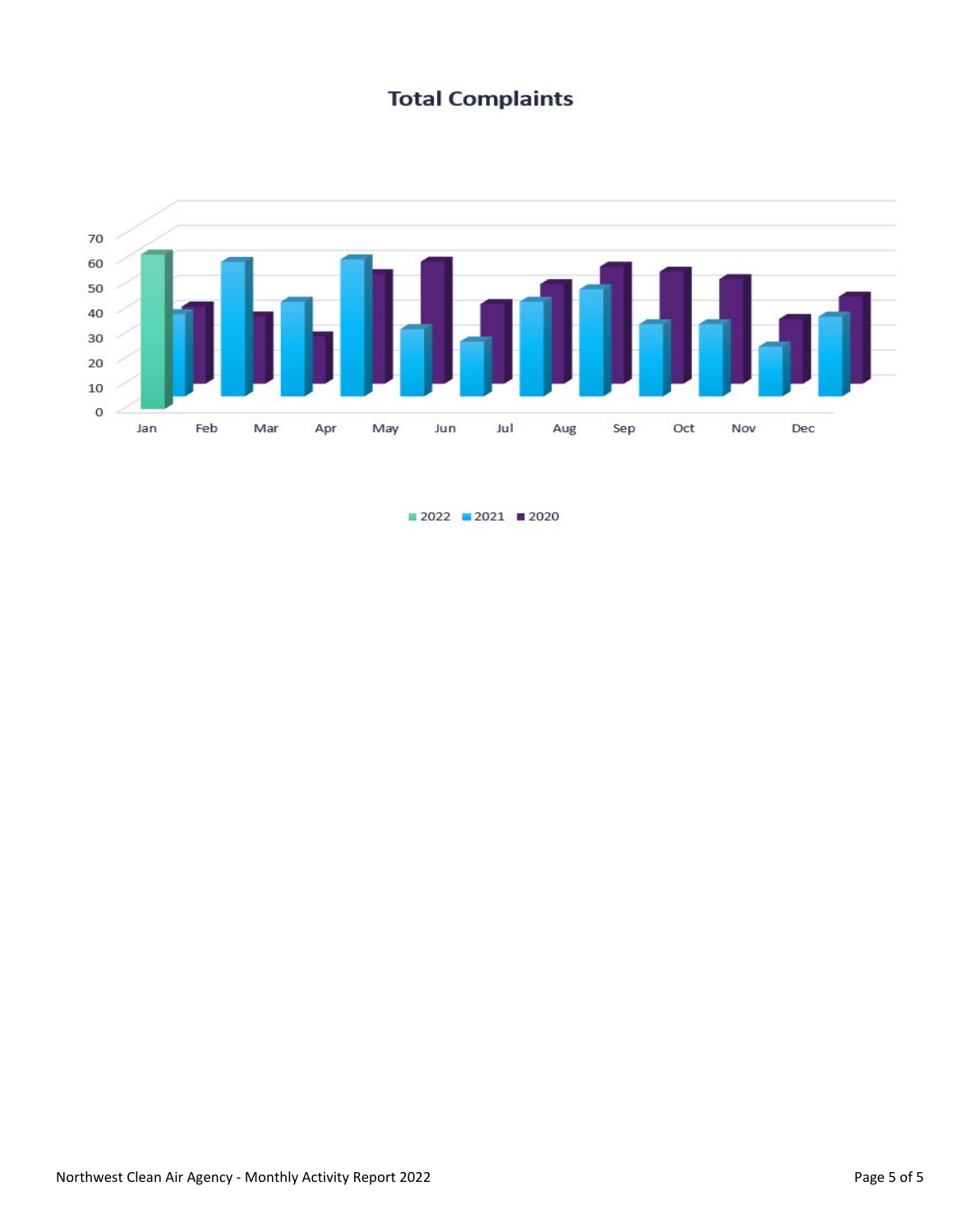## Total Complaints

70
60
50
40
30
20
10
0

Jan Feb Mar Apr May Jun Jul Aug Sep Oct Nov Dec

2022 2021 2020